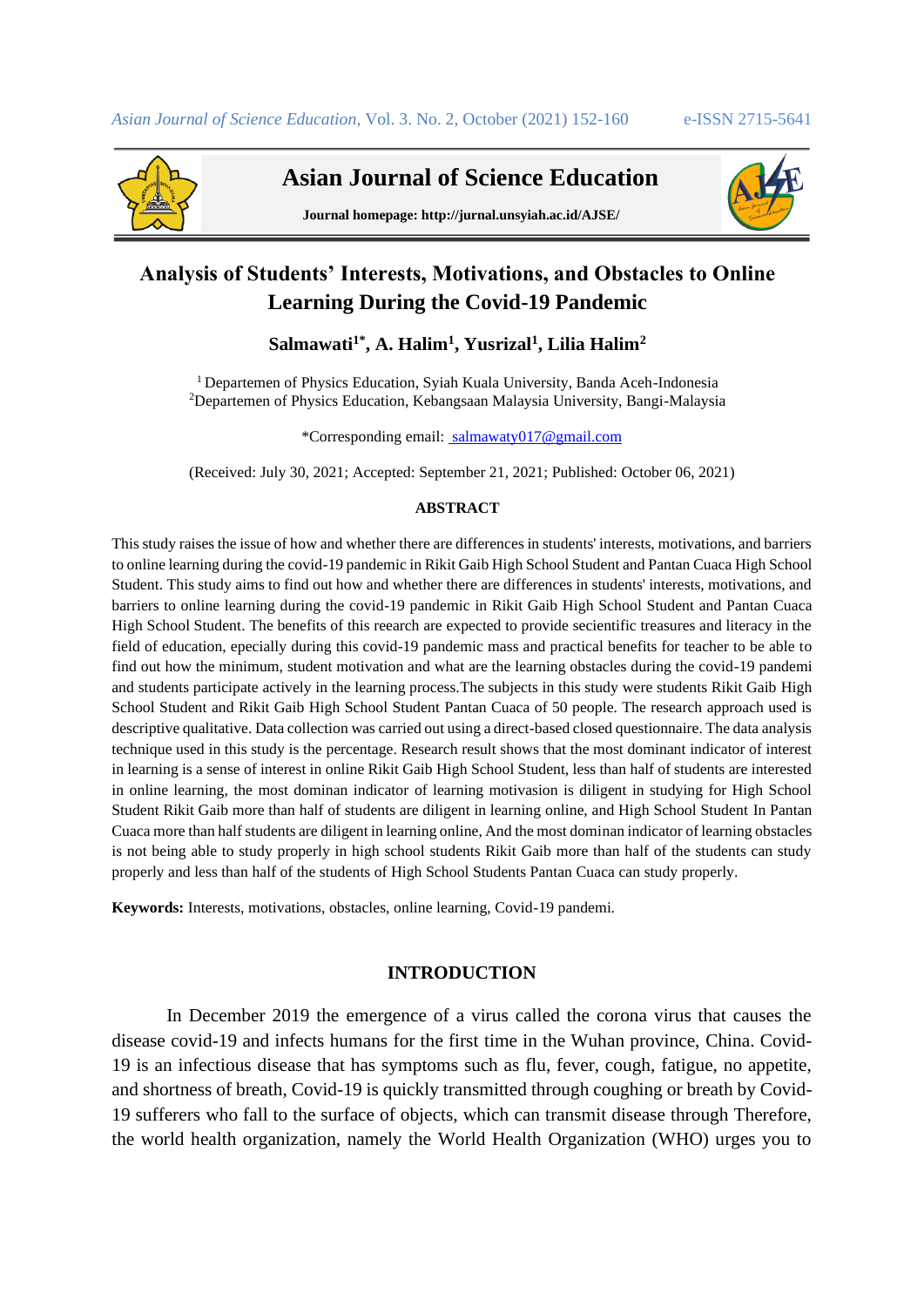# Analysis of Students' Interests, Motivations, and Obstacles to Online Learning During the Covid-19 Pandemic

**Salmawati[1*], A. Halim[1], Yusrizal[1], Lilia Halim[2]**

[1] Departemen of Physics Education, Syiah Kuala University, Banda Aceh-Indonesia
[2]Departemen of Physics Education, Kebangsaan Malaysia University, Bangi-Malaysia

*Corresponding email: salmawaty017@gmail.com

(Received: July 30, 2021; Accepted: September 21, 2021; Published: October 06, 2021)

**ABSTRACT**

This study raises the issue of how and whether there are differences in students' interests, motivations, and barriers to online learning during the covid-19 pandemic in Rikit Gaib High School Student and Pantan Cuaca High School Student. This study aims to find out how and whether there are differences in students' interests, motivations, and barriers to online learning during the covid-19 pandemic in Rikit Gaib High School Student and Pantan Cuaca High School Student. The benefits of this reearch are expected to provide scecientific treasures and literacy in the field of education, epecially during this covid-19 pandemic mass and practical benefits for teacher to be able to find out how the minimum, student motivation and what are the learning obstacles during the covid-19 pandemi and students participate actively in the learning process.The subjects in this study were students Rikit Gaib High School Student and Rikit Gaib High School Student Pantan Cuaca of 50 people. The research approach used is descriptive qualitative. Data collection was carried out using a direct-based closed questionnaire. The data analysis technique used in this study is the percentage. Research result shows that the most dominant indicator of interest in learning is a sense of interest in online Rikit Gaib High School Student, less than half of students are interested in online learning, the most dominan indicator of learning motivasion is diligent in studying for High School Student Rikit Gaib more than half of students are diligent in learning online, and High School Student In Pantan Cuaca more than half students are diligent in learning online, And the most dominan indicator of learning obstacles is not being able to study properly in high school students Rikit Gaib more than half of the students can study properly and less than half of the students of High School Students Pantan Cuaca can study properly.

**Keywords:** Interests, motivations, obstacles, online learning, Covid-19 pandemi.

## INTRODUCTION

In December 2019 the emergence of a virus called the corona virus that causes the disease covid-19 and infects humans for the first time in the Wuhan province, China. Covid-19 is an infectious disease that has symptoms such as flu, fever, cough, fatigue, no appetite, and shortness of breath, Covid-19 is quickly transmitted through coughing or breath by Covid-19 sufferers who fall to the surface of objects, which can transmit disease through Therefore, the world health organization, namely the World Health Organization (WHO) urges you to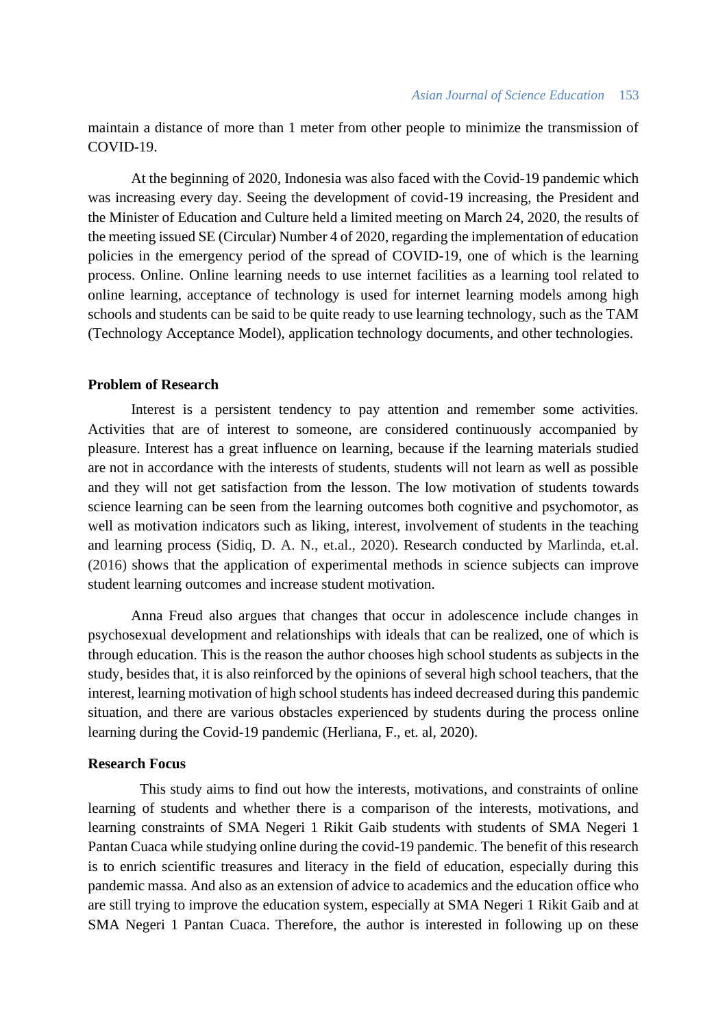maintain a distance of more than 1 meter from other people to minimize the transmission of COVID-19.

At the beginning of 2020, Indonesia was also faced with the Covid-19 pandemic which was increasing every day. Seeing the development of covid-19 increasing, the President and the Minister of Education and Culture held a limited meeting on March 24, 2020, the results of the meeting issued SE (Circular) Number 4 of 2020, regarding the implementation of education policies in the emergency period of the spread of COVID-19, one of which is the learning process. Online. Online learning needs to use internet facilities as a learning tool related to online learning, acceptance of technology is used for internet learning models among high schools and students can be said to be quite ready to use learning technology, such as the TAM (Technology Acceptance Model), application technology documents, and other technologies.

### Problem of Research

Interest is a persistent tendency to pay attention and remember some activities. Activities that are of interest to someone, are considered continuously accompanied by pleasure. Interest has a great influence on learning, because if the learning materials studied are not in accordance with the interests of students, students will not learn as well as possible and they will not get satisfaction from the lesson. The low motivation of students towards science learning can be seen from the learning outcomes both cognitive and psychomotor, as well as motivation indicators such as liking, interest, involvement of students in the teaching and learning process (Sidiq, D. A. N., et.al., 2020). Research conducted by Marlinda, et.al. (2016) shows that the application of experimental methods in science subjects can improve student learning outcomes and increase student motivation.

Anna Freud also argues that changes that occur in adolescence include changes in psychosexual development and relationships with ideals that can be realized, one of which is through education. This is the reason the author chooses high school students as subjects in the study, besides that, it is also reinforced by the opinions of several high school teachers, that the interest, learning motivation of high school students has indeed decreased during this pandemic situation, and there are various obstacles experienced by students during the process online learning during the Covid-19 pandemic (Herliana, F., et. al, 2020).

### Research Focus

This study aims to find out how the interests, motivations, and constraints of online learning of students and whether there is a comparison of the interests, motivations, and learning constraints of SMA Negeri 1 Rikit Gaib students with students of SMA Negeri 1 Pantan Cuaca while studying online during the covid-19 pandemic. The benefit of this research is to enrich scientific treasures and literacy in the field of education, especially during this pandemic massa. And also as an extension of advice to academics and the education office who are still trying to improve the education system, especially at SMA Negeri 1 Rikit Gaib and at SMA Negeri 1 Pantan Cuaca. Therefore, the author is interested in following up on these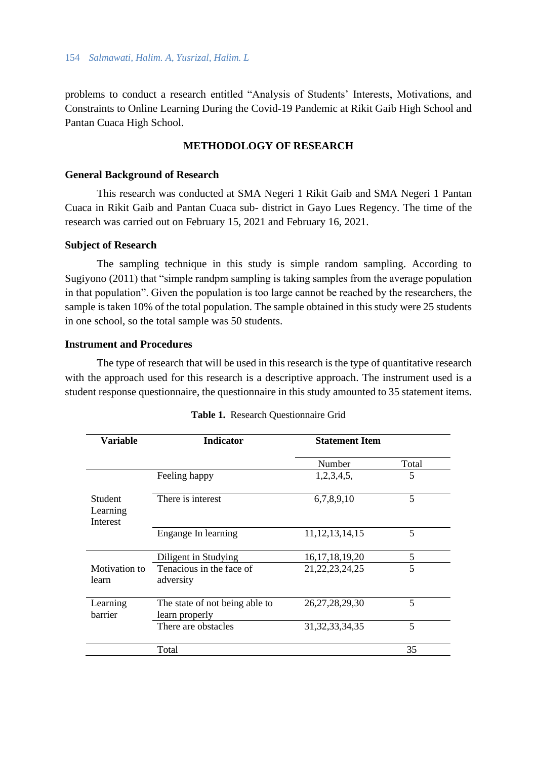problems to conduct a research entitled "Analysis of Students' Interests, Motivations, and Constraints to Online Learning During the Covid-19 Pandemic at Rikit Gaib High School and Pantan Cuaca High School.

## METHODOLOGY OF RESEARCH

### General Background of Research

This research was conducted at SMA Negeri 1 Rikit Gaib and SMA Negeri 1 Pantan Cuaca in Rikit Gaib and Pantan Cuaca sub- district in Gayo Lues Regency. The time of the research was carried out on February 15, 2021 and February 16, 2021.

### Subject of Research

The sampling technique in this study is simple random sampling. According to Sugiyono (2011) that "simple randpm sampling is taking samples from the average population in that population". Given the population is too large cannot be reached by the researchers, the sample is taken 10% of the total population. The sample obtained in this study were 25 students in one school, so the total sample was 50 students.

### Instrument and Procedures

The type of research that will be used in this research is the type of quantitative research with the approach used for this research is a descriptive approach. The instrument used is a student response questionnaire, the questionnaire in this study amounted to 35 statement items.

**Table 1.** Research Questionnaire Grid

| Variable | Indicator | Statement Item | |
|---|---|---|---|
| | | Number | Total |
| Student Learning Interest | Feeling happy | 1,2,3,4,5, | 5 |
| | There is interest | 6,7,8,9,10 | 5 |
| | Engange In learning | 11,12,13,14,15 | 5 |
| Motivation to learn | Diligent in Studying | 16,17,18,19,20 | 5 |
| | Tenacious in the face of adversity | 21,22,23,24,25 | 5 |
| Learning barrier | The state of not being able to learn properly | 26,27,28,29,30 | 5 |
| | There are obstacles | 31,32,33,34,35 | 5 |
| | Total | | 35 |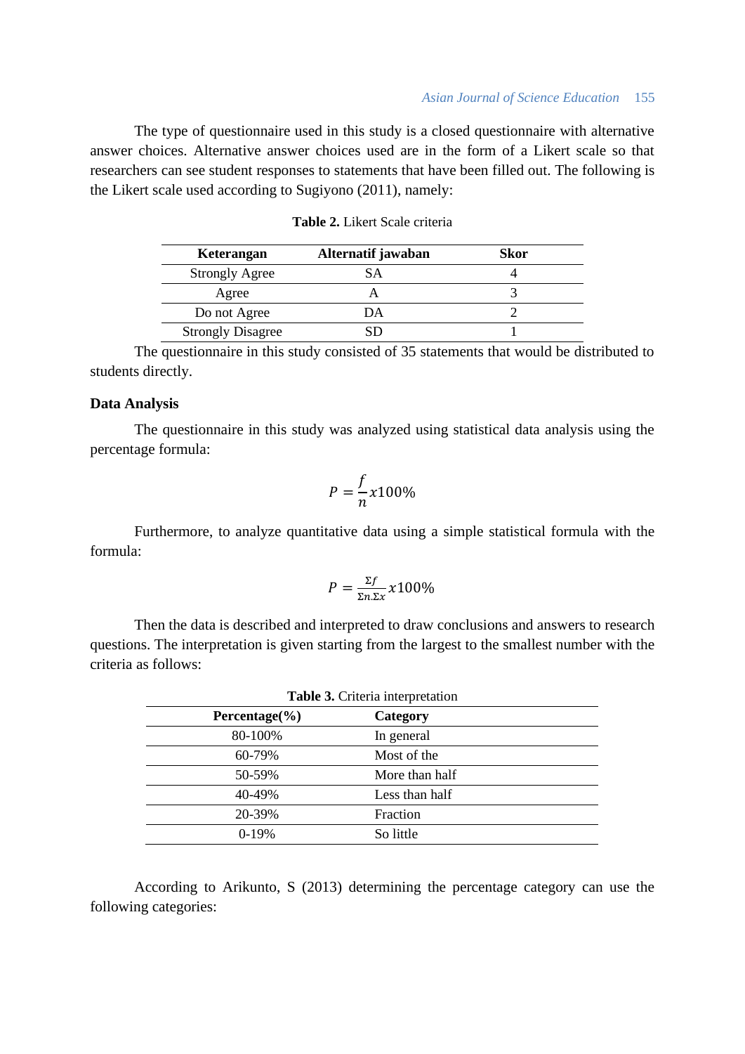The type of questionnaire used in this study is a closed questionnaire with alternative answer choices. Alternative answer choices used are in the form of a Likert scale so that researchers can see student responses to statements that have been filled out. The following is the Likert scale used according to Sugiyono (2011), namely:

**Table 2.** Likert Scale criteria

| Keterangan | Alternatif jawaban | Skor |
|---|---|---|
| Strongly Agree | SA | 4 |
| Agree | A | 3 |
| Do not Agree | DA | 2 |
| Strongly Disagree | SD | 1 |

The questionnaire in this study consisted of 35 statements that would be distributed to students directly.

## Data Analysis

The questionnaire in this study was analyzed using statistical data analysis using the percentage formula:

$$P = \frac{f}{n} x 100\%$$

Furthermore, to analyze quantitative data using a simple statistical formula with the formula:

$$P = \frac{\Sigma f}{\Sigma n . \Sigma x} x 100\%$$

Then the data is described and interpreted to draw conclusions and answers to research questions. The interpretation is given starting from the largest to the smallest number with the criteria as follows:

**Table 3.** Criteria interpretation

| Percentage(%) | Category |
|---|---|
| 80-100% | In general |
| 60-79% | Most of the |
| 50-59% | More than half |
| 40-49% | Less than half |
| 20-39% | Fraction |
| 0-19% | So little |

According to Arikunto, S (2013) determining the percentage category can use the following categories: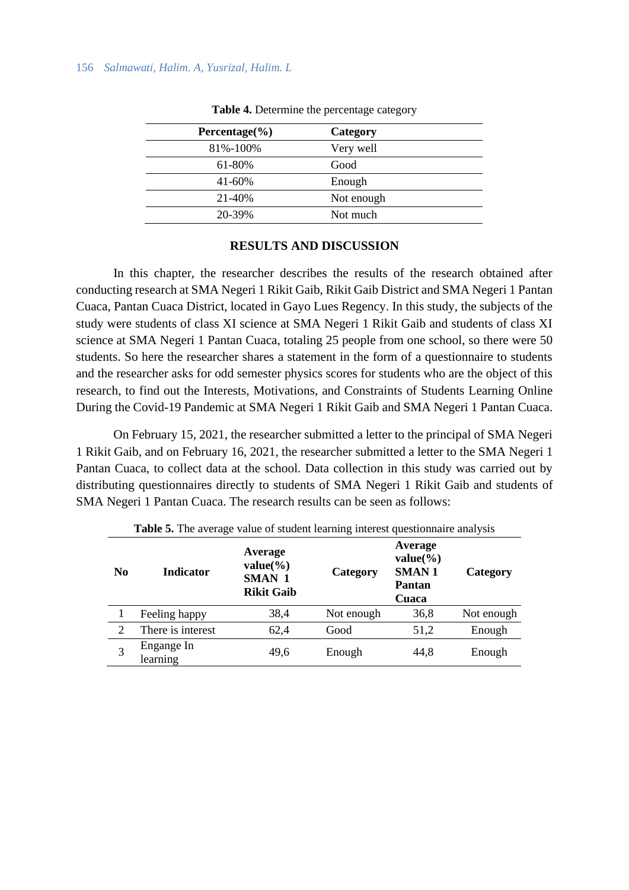**Table 4.** Determine the percentage category

| Percentage(%) | Category |
|---|---|
| 81%-100% | Very well |
| 61-80% | Good |
| 41-60% | Enough |
| 21-40% | Not enough |
| 20-39% | Not much |

## RESULTS AND DISCUSSION

In this chapter, the researcher describes the results of the research obtained after conducting research at SMA Negeri 1 Rikit Gaib, Rikit Gaib District and SMA Negeri 1 Pantan Cuaca, Pantan Cuaca District, located in Gayo Lues Regency. In this study, the subjects of the study were students of class XI science at SMA Negeri 1 Rikit Gaib and students of class XI science at SMA Negeri 1 Pantan Cuaca, totaling 25 people from one school, so there were 50 students. So here the researcher shares a statement in the form of a questionnaire to students and the researcher asks for odd semester physics scores for students who are the object of this research, to find out the Interests, Motivations, and Constraints of Students Learning Online During the Covid-19 Pandemic at SMA Negeri 1 Rikit Gaib and SMA Negeri 1 Pantan Cuaca.

On February 15, 2021, the researcher submitted a letter to the principal of SMA Negeri 1 Rikit Gaib, and on February 16, 2021, the researcher submitted a letter to the SMA Negeri 1 Pantan Cuaca, to collect data at the school. Data collection in this study was carried out by distributing questionnaires directly to students of SMA Negeri 1 Rikit Gaib and students of SMA Negeri 1 Pantan Cuaca. The research results can be seen as follows:

**Table 5.** The average value of student learning interest questionnaire analysis

| No | Indicator | Average value(%) SMAN 1 Rikit Gaib | Category | Average value(%) SMAN 1 Pantan Cuaca | Category |
|---|---|---|---|---|---|
| 1 | Feeling happy | 38,4 | Not enough | 36,8 | Not enough |
| 2 | There is interest | 62,4 | Good | 51,2 | Enough |
| 3 | Engange In learning | 49,6 | Enough | 44,8 | Enough |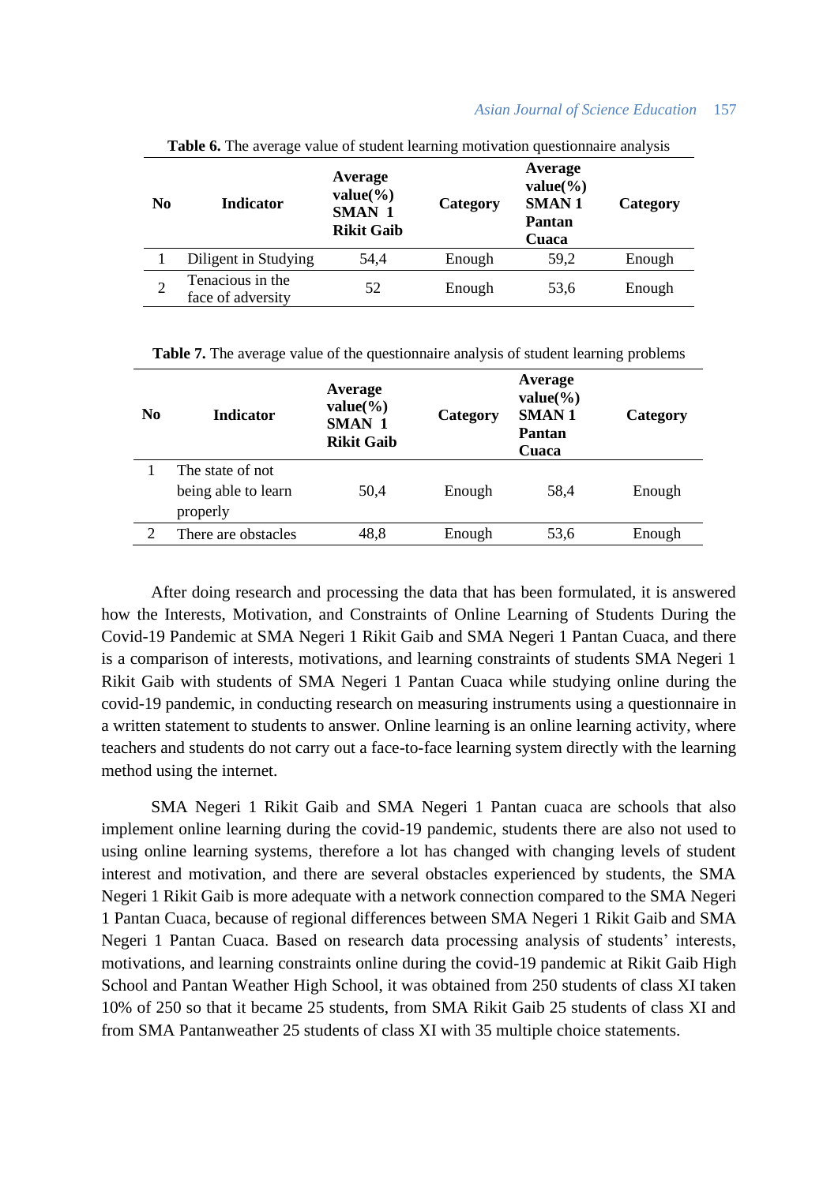**Table 6.** The average value of student learning motivation questionnaire analysis

| No | Indicator | Average value(%) SMAN 1 Rikit Gaib | Category | Average value(%) SMAN 1 Pantan Cuaca | Category |
|---|---|---|---|---|---|
| 1 | Diligent in Studying | 54,4 | Enough | 59,2 | Enough |
| 2 | Tenacious in the face of adversity | 52 | Enough | 53,6 | Enough |

**Table 7.** The average value of the questionnaire analysis of student learning problems

| No | Indicator | Average value(%) SMAN 1 Rikit Gaib | Category | Average value(%) SMAN 1 Pantan Cuaca | Category |
|---|---|---|---|---|---|
| 1 | The state of not being able to learn properly | 50,4 | Enough | 58,4 | Enough |
| 2 | There are obstacles | 48,8 | Enough | 53,6 | Enough |

After doing research and processing the data that has been formulated, it is answered how the Interests, Motivation, and Constraints of Online Learning of Students During the Covid-19 Pandemic at SMA Negeri 1 Rikit Gaib and SMA Negeri 1 Pantan Cuaca, and there is a comparison of interests, motivations, and learning constraints of students SMA Negeri 1 Rikit Gaib with students of SMA Negeri 1 Pantan Cuaca while studying online during the covid-19 pandemic, in conducting research on measuring instruments using a questionnaire in a written statement to students to answer. Online learning is an online learning activity, where teachers and students do not carry out a face-to-face learning system directly with the learning method using the internet.

SMA Negeri 1 Rikit Gaib and SMA Negeri 1 Pantan cuaca are schools that also implement online learning during the covid-19 pandemic, students there are also not used to using online learning systems, therefore a lot has changed with changing levels of student interest and motivation, and there are several obstacles experienced by students, the SMA Negeri 1 Rikit Gaib is more adequate with a network connection compared to the SMA Negeri 1 Pantan Cuaca, because of regional differences between SMA Negeri 1 Rikit Gaib and SMA Negeri 1 Pantan Cuaca. Based on research data processing analysis of students' interests, motivations, and learning constraints online during the covid-19 pandemic at Rikit Gaib High School and Pantan Weather High School, it was obtained from 250 students of class XI taken 10% of 250 so that it became 25 students, from SMA Rikit Gaib 25 students of class XI and from SMA Pantanweather 25 students of class XI with 35 multiple choice statements.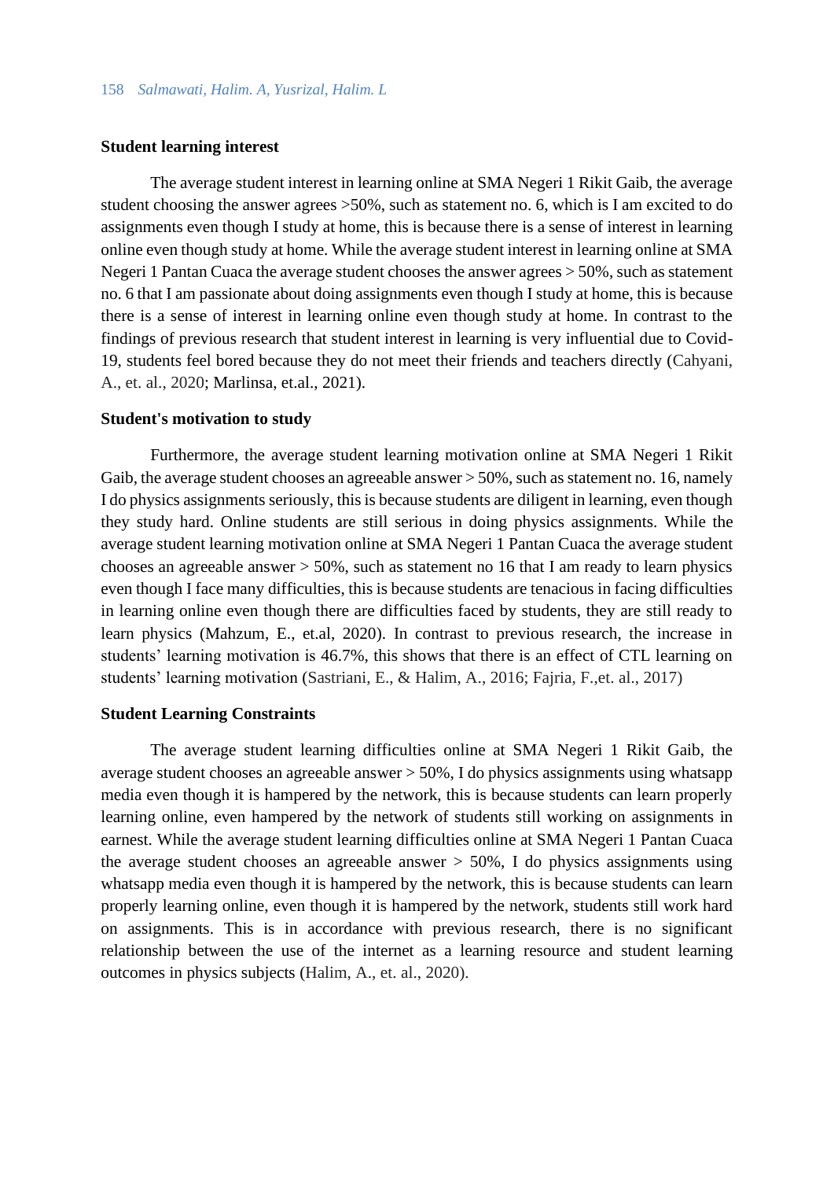**Student learning interest**

The average student interest in learning online at SMA Negeri 1 Rikit Gaib, the average student choosing the answer agrees >50%, such as statement no. 6, which is I am excited to do assignments even though I study at home, this is because there is a sense of interest in learning online even though study at home. While the average student interest in learning online at SMA Negeri 1 Pantan Cuaca the average student chooses the answer agrees > 50%, such as statement no. 6 that I am passionate about doing assignments even though I study at home, this is because there is a sense of interest in learning online even though study at home. In contrast to the findings of previous research that student interest in learning is very influential due to Covid-19, students feel bored because they do not meet their friends and teachers directly (Cahyani, A., et. al., 2020; Marlinsa, et.al., 2021).

**Student's motivation to study**

Furthermore, the average student learning motivation online at SMA Negeri 1 Rikit Gaib, the average student chooses an agreeable answer > 50%, such as statement no. 16, namely I do physics assignments seriously, this is because students are diligent in learning, even though they study hard. Online students are still serious in doing physics assignments. While the average student learning motivation online at SMA Negeri 1 Pantan Cuaca the average student chooses an agreeable answer > 50%, such as statement no 16 that I am ready to learn physics even though I face many difficulties, this is because students are tenacious in facing difficulties in learning online even though there are difficulties faced by students, they are still ready to learn physics (Mahzum, E., et.al, 2020). In contrast to previous research, the increase in students' learning motivation is 46.7%, this shows that there is an effect of CTL learning on students' learning motivation (Sastriani, E., & Halim, A., 2016; Fajria, F.,et. al., 2017)

**Student Learning Constraints**

The average student learning difficulties online at SMA Negeri 1 Rikit Gaib, the average student chooses an agreeable answer > 50%, I do physics assignments using whatsapp media even though it is hampered by the network, this is because students can learn properly learning online, even hampered by the network of students still working on assignments in earnest. While the average student learning difficulties online at SMA Negeri 1 Pantan Cuaca the average student chooses an agreeable answer > 50%, I do physics assignments using whatsapp media even though it is hampered by the network, this is because students can learn properly learning online, even though it is hampered by the network, students still work hard on assignments. This is in accordance with previous research, there is no significant relationship between the use of the internet as a learning resource and student learning outcomes in physics subjects (Halim, A., et. al., 2020).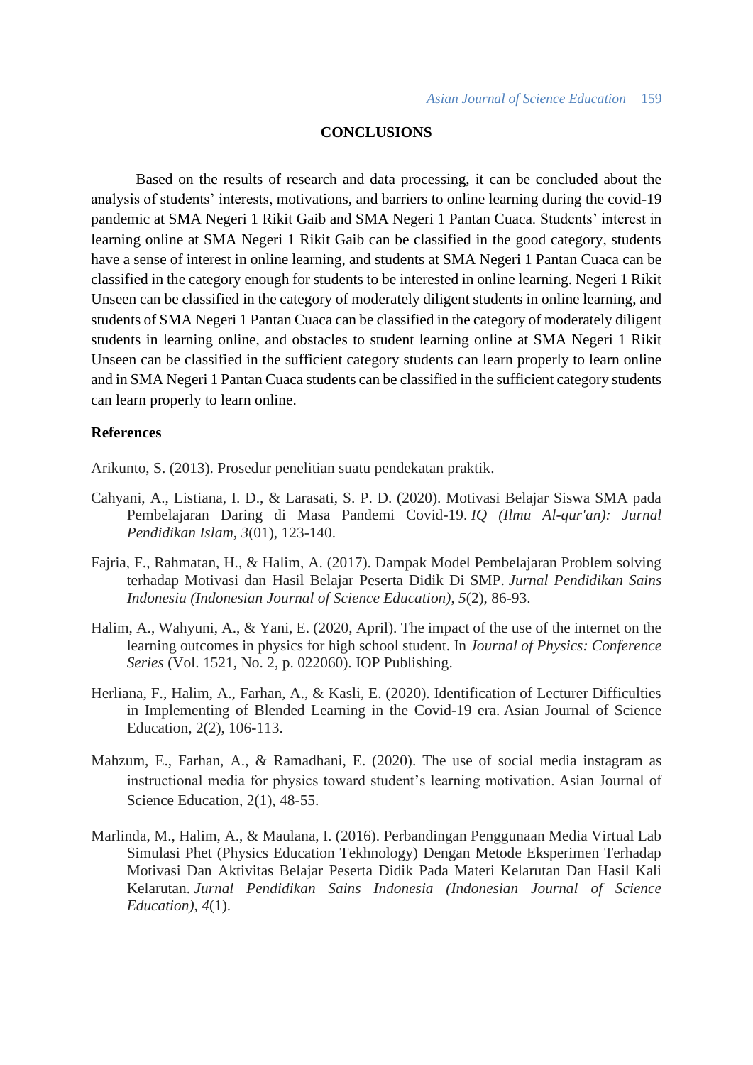## CONCLUSIONS

Based on the results of research and data processing, it can be concluded about the analysis of students' interests, motivations, and barriers to online learning during the covid-19 pandemic at SMA Negeri 1 Rikit Gaib and SMA Negeri 1 Pantan Cuaca. Students' interest in learning online at SMA Negeri 1 Rikit Gaib can be classified in the good category, students have a sense of interest in online learning, and students at SMA Negeri 1 Pantan Cuaca can be classified in the category enough for students to be interested in online learning. Negeri 1 Rikit Unseen can be classified in the category of moderately diligent students in online learning, and students of SMA Negeri 1 Pantan Cuaca can be classified in the category of moderately diligent students in learning online, and obstacles to student learning online at SMA Negeri 1 Rikit Unseen can be classified in the sufficient category students can learn properly to learn online and in SMA Negeri 1 Pantan Cuaca students can be classified in the sufficient category students can learn properly to learn online.

### References

Arikunto, S. (2013). Prosedur penelitian suatu pendekatan praktik.

Cahyani, A., Listiana, I. D., & Larasati, S. P. D. (2020). Motivasi Belajar Siswa SMA pada Pembelajaran Daring di Masa Pandemi Covid-19. *IQ (Ilmu Al-qur'an): Jurnal Pendidikan Islam*, *3*(01), 123-140.

Fajria, F., Rahmatan, H., & Halim, A. (2017). Dampak Model Pembelajaran Problem solving terhadap Motivasi dan Hasil Belajar Peserta Didik Di SMP. *Jurnal Pendidikan Sains Indonesia (Indonesian Journal of Science Education)*, *5*(2), 86-93.

Halim, A., Wahyuni, A., & Yani, E. (2020, April). The impact of the use of the internet on the learning outcomes in physics for high school student. In *Journal of Physics: Conference Series* (Vol. 1521, No. 2, p. 022060). IOP Publishing.

Herliana, F., Halim, A., Farhan, A., & Kasli, E. (2020). Identification of Lecturer Difficulties in Implementing of Blended Learning in the Covid-19 era. Asian Journal of Science Education, 2(2), 106-113.

Mahzum, E., Farhan, A., & Ramadhani, E. (2020). The use of social media instagram as instructional media for physics toward student's learning motivation. Asian Journal of Science Education, 2(1), 48-55.

Marlinda, M., Halim, A., & Maulana, I. (2016). Perbandingan Penggunaan Media Virtual Lab Simulasi Phet (Physics Education Tekhnology) Dengan Metode Eksperimen Terhadap Motivasi Dan Aktivitas Belajar Peserta Didik Pada Materi Kelarutan Dan Hasil Kali Kelarutan. *Jurnal Pendidikan Sains Indonesia (Indonesian Journal of Science Education)*, *4*(1).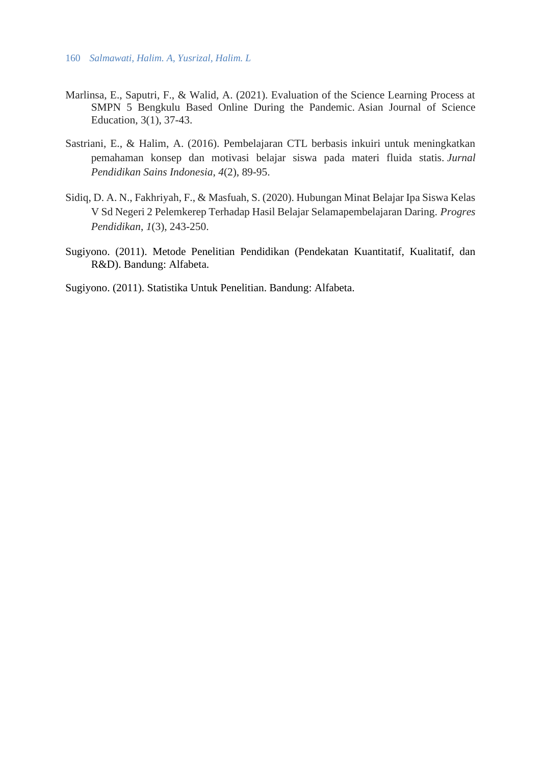Marlinsa, E., Saputri, F., & Walid, A. (2021). Evaluation of the Science Learning Process at SMPN 5 Bengkulu Based Online During the Pandemic. Asian Journal of Science Education, 3(1), 37-43.

Sastriani, E., & Halim, A. (2016). Pembelajaran CTL berbasis inkuiri untuk meningkatkan pemahaman konsep dan motivasi belajar siswa pada materi fluida statis. *Jurnal Pendidikan Sains Indonesia*, *4*(2), 89-95.

Sidiq, D. A. N., Fakhriyah, F., & Masfuah, S. (2020). Hubungan Minat Belajar Ipa Siswa Kelas V Sd Negeri 2 Pelemkerep Terhadap Hasil Belajar Selamapembelajaran Daring. *Progres Pendidikan*, *1*(3), 243-250.

Sugiyono. (2011). Metode Penelitian Pendidikan (Pendekatan Kuantitatif, Kualitatif, dan R&D). Bandung: Alfabeta.

Sugiyono. (2011). Statistika Untuk Penelitian. Bandung: Alfabeta.